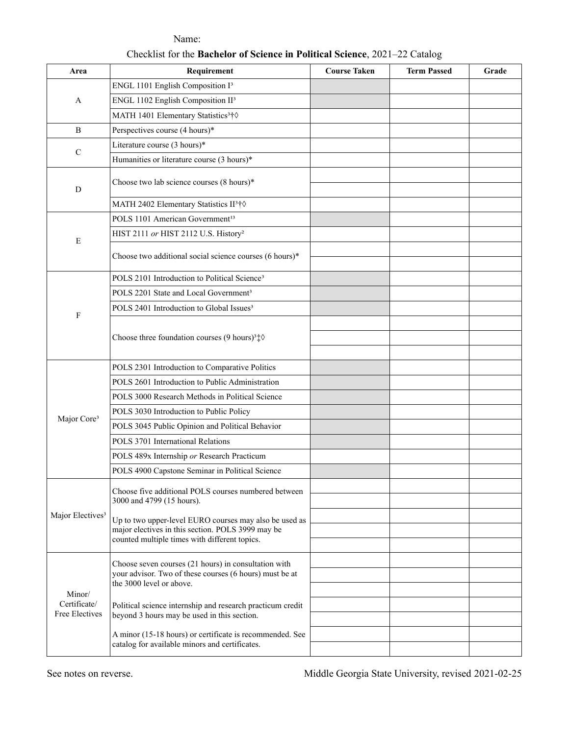Name:

Checklist for the **Bachelor of Science in Political Science**, 2021–22 Catalog

| Area | Requirement | Course Taken | Term Passed | Grade |
|---|---|---|---|---|
| A | ENGL 1101 English Composition I[3] | | | |
| | ENGL 1102 English Composition II[3] | | | |
| | MATH 1401 Elementary Statistics[3]†◊ | | | |
| B | Perspectives course (4 hours)* | | | |
| C | Literature course (3 hours)* | | | |
| | Humanities or literature course (3 hours)* | | | |
| D | Choose two lab science courses (8 hours)* | | | |
| | | | | |
| | MATH 2402 Elementary Statistics II[3]†◊ | | | |
| E | POLS 1101 American Government[13] | | | |
| | HIST 2111 *or* HIST 2112 U.S. History[2] | | | |
| | Choose two additional social science courses (6 hours)* | | | |
| | | | | |
| F | POLS 2101 Introduction to Political Science[3] | | | |
| | POLS 2201 State and Local Government[3] | | | |
| | POLS 2401 Introduction to Global Issues[3] | | | |
| | Choose three foundation courses (9 hours)[3]‡◊ | | | |
| | | | | |
| | | | | |
| Major Core[3] | POLS 2301 Introduction to Comparative Politics | | | |
| | POLS 2601 Introduction to Public Administration | | | |
| | POLS 3000 Research Methods in Political Science | | | |
| | POLS 3030 Introduction to Public Policy | | | |
| | POLS 3045 Public Opinion and Political Behavior | | | |
| | POLS 3701 International Relations | | | |
| | POLS 489x Internship *or* Research Practicum | | | |
| | POLS 4900 Capstone Seminar in Political Science | | | |
| Major Electives[3] | Choose five additional POLS courses numbered between 3000 and 4799 (15 hours). Up to two upper-level EURO courses may also be used as major electives in this section. POLS 3999 may be counted multiple times with different topics. | | | |
| | | | | |
| | | | | |
| | | | | |
| | | | | |
| Minor/ Certificate/ Free Electives | Choose seven courses (21 hours) in consultation with your advisor. Two of these courses (6 hours) must be at the 3000 level or above. Political science internship and research practicum credit beyond 3 hours may be used in this section. A minor (15-18 hours) or certificate is recommended. See catalog for available minors and certificates. | | | |
| | | | | |
| | | | | |
| | | | | |
| | | | | |
| | | | | |
| | | | | |

See notes on reverse.

Middle Georgia State University, revised 2021-02-25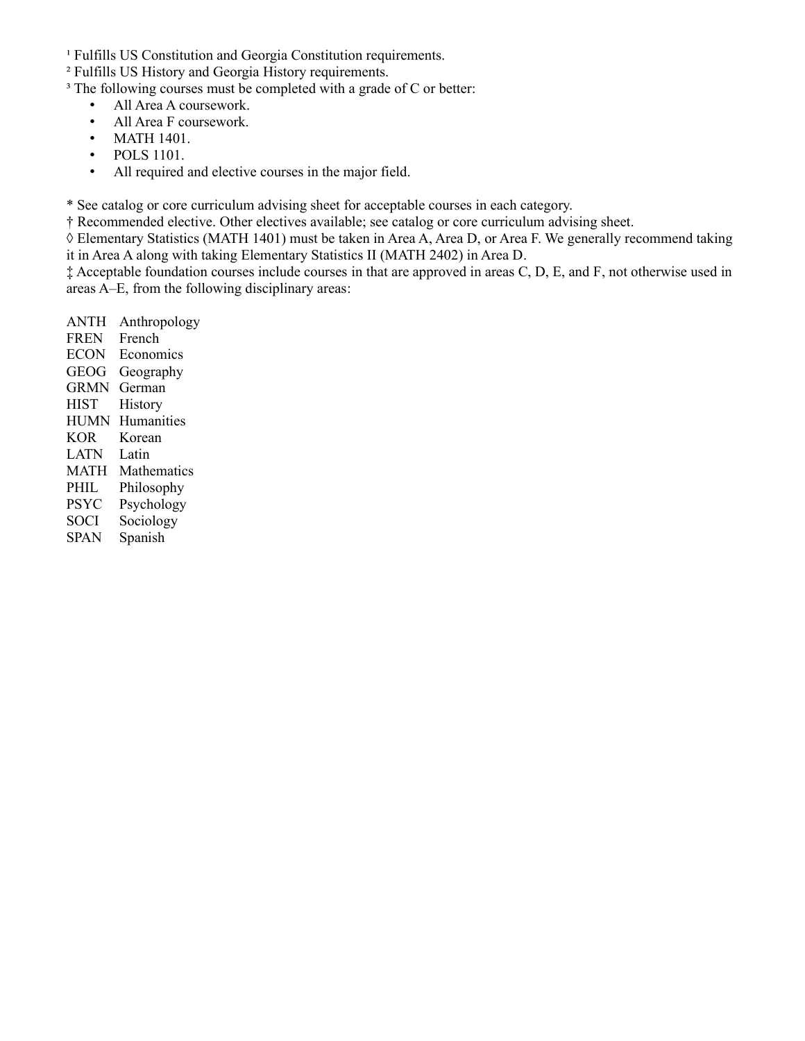[1] Fulfills US Constitution and Georgia Constitution requirements.
[2] Fulfills US History and Georgia History requirements.
[3] The following courses must be completed with a grade of C or better:

- All Area A coursework.
- All Area F coursework.
- MATH 1401.
- POLS 1101.
- All required and elective courses in the major field.

* See catalog or core curriculum advising sheet for acceptable courses in each category.
† Recommended elective. Other electives available; see catalog or core curriculum advising sheet.
◊ Elementary Statistics (MATH 1401) must be taken in Area A, Area D, or Area F. We generally recommend taking it in Area A along with taking Elementary Statistics II (MATH 2402) in Area D.
‡ Acceptable foundation courses include courses in that are approved in areas C, D, E, and F, not otherwise used in areas A–E, from the following disciplinary areas:

| | |
|---|---|
| ANTH | Anthropology |
| FREN | French |
| ECON | Economics |
| GEOG | Geography |
| GRMN | German |
| HIST | History |
| HUMN | Humanities |
| KOR | Korean |
| LATN | Latin |
| MATH | Mathematics |
| PHIL | Philosophy |
| PSYC | Psychology |
| SOCI | Sociology |
| SPAN | Spanish |